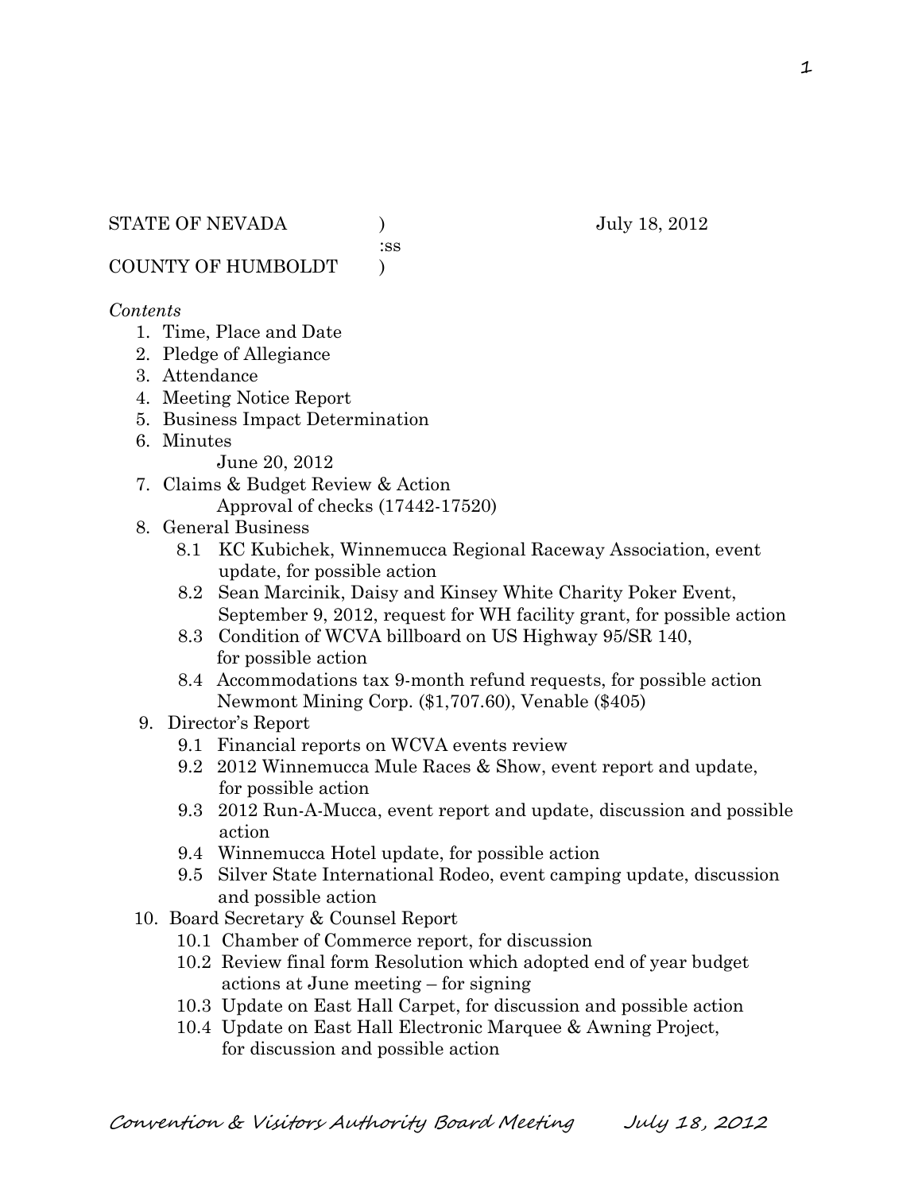STATE OF NEVADA ) July 18, 2012
:ss
COUNTY OF HUMBOLDT )

*Contents*

1. Time, Place and Date
2. Pledge of Allegiance
3. Attendance
4. Meeting Notice Report
5. Business Impact Determination
6. Minutes
   June 20, 2012
7. Claims & Budget Review & Action
   Approval of checks (17442-17520)
8. General Business
   - 8.1 KC Kubichek, Winnemucca Regional Raceway Association, event update, for possible action
   - 8.2 Sean Marcinik, Daisy and Kinsey White Charity Poker Event, September 9, 2012, request for WH facility grant, for possible action
   - 8.3 Condition of WCVA billboard on US Highway 95/SR 140, for possible action
   - 8.4 Accommodations tax 9-month refund requests, for possible action Newmont Mining Corp. ($1,707.60), Venable ($405)
9. Director's Report
   - 9.1 Financial reports on WCVA events review
   - 9.2 2012 Winnemucca Mule Races & Show, event report and update, for possible action
   - 9.3 2012 Run-A-Mucca, event report and update, discussion and possible action
   - 9.4 Winnemucca Hotel update, for possible action
   - 9.5 Silver State International Rodeo, event camping update, discussion and possible action
10. Board Secretary & Counsel Report
    - 10.1 Chamber of Commerce report, for discussion
    - 10.2 Review final form Resolution which adopted end of year budget actions at June meeting – for signing
    - 10.3 Update on East Hall Carpet, for discussion and possible action
    - 10.4 Update on East Hall Electronic Marquee & Awning Project, for discussion and possible action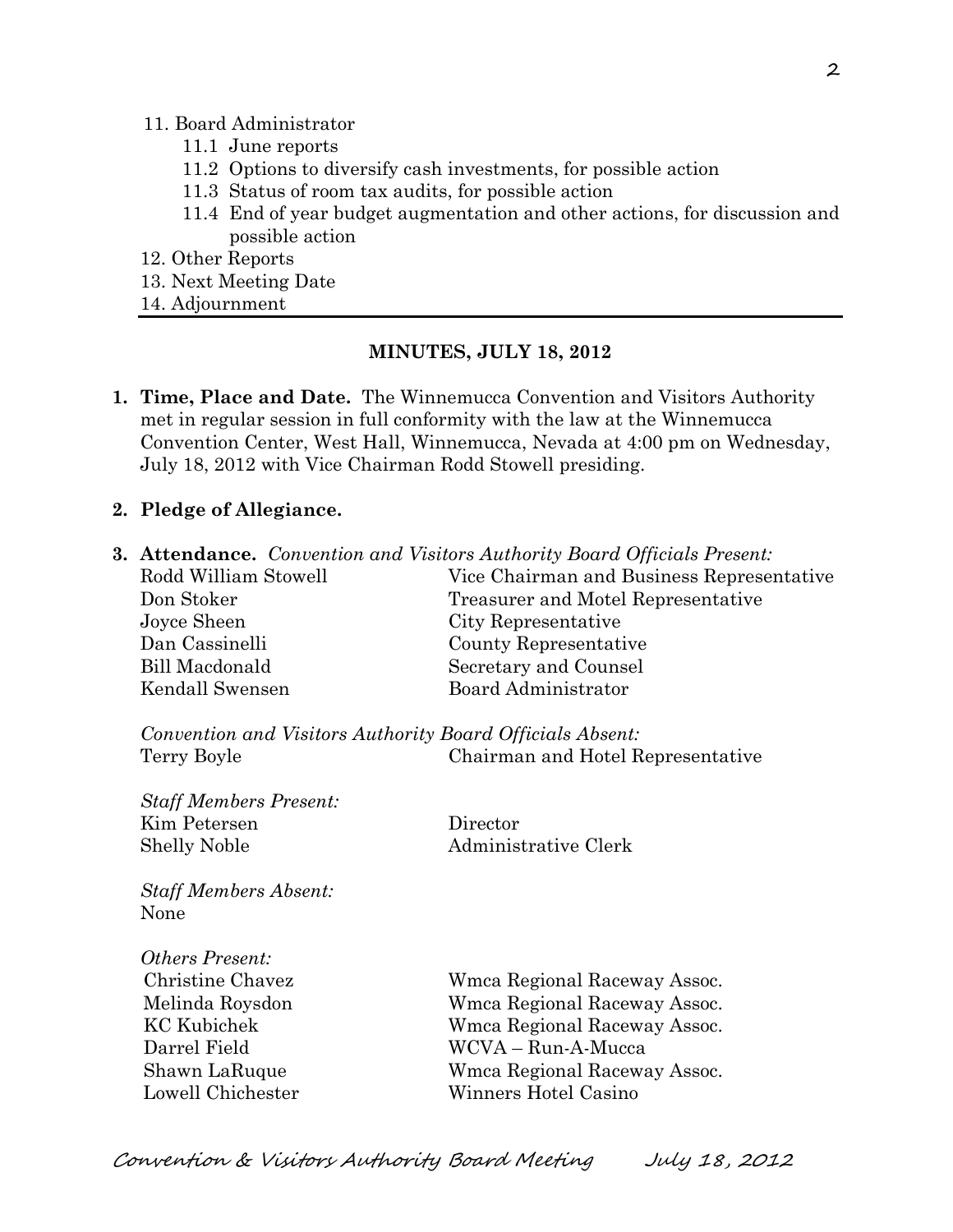11. Board Administrator
    - 11.1 June reports
    - 11.2 Options to diversify cash investments, for possible action
    - 11.3 Status of room tax audits, for possible action
    - 11.4 End of year budget augmentation and other actions, for discussion and possible action
12. Other Reports
13. Next Meeting Date
14. Adjournment

---

## MINUTES, JULY 18, 2012

**1. Time, Place and Date.** The Winnemucca Convention and Visitors Authority met in regular session in full conformity with the law at the Winnemucca Convention Center, West Hall, Winnemucca, Nevada at 4:00 pm on Wednesday, July 18, 2012 with Vice Chairman Rodd Stowell presiding.

**2. Pledge of Allegiance.**

**3. Attendance.** *Convention and Visitors Authority Board Officials Present:*

| | |
|---|---|
| Rodd William Stowell | Vice Chairman and Business Representative |
| Don Stoker | Treasurer and Motel Representative |
| Joyce Sheen | City Representative |
| Dan Cassinelli | County Representative |
| Bill Macdonald | Secretary and Counsel |
| Kendall Swensen | Board Administrator |

*Convention and Visitors Authority Board Officials Absent:*

| | |
|---|---|
| Terry Boyle | Chairman and Hotel Representative |

*Staff Members Present:*

| | |
|---|---|
| Kim Petersen | Director |
| Shelly Noble | Administrative Clerk |

*Staff Members Absent:*
None

*Others Present:*

| | |
|---|---|
| Christine Chavez | Wmca Regional Raceway Assoc. |
| Melinda Roysdon | Wmca Regional Raceway Assoc. |
| KC Kubichek | Wmca Regional Raceway Assoc. |
| Darrel Field | WCVA – Run-A-Mucca |
| Shawn LaRuque | Wmca Regional Raceway Assoc. |
| Lowell Chichester | Winners Hotel Casino |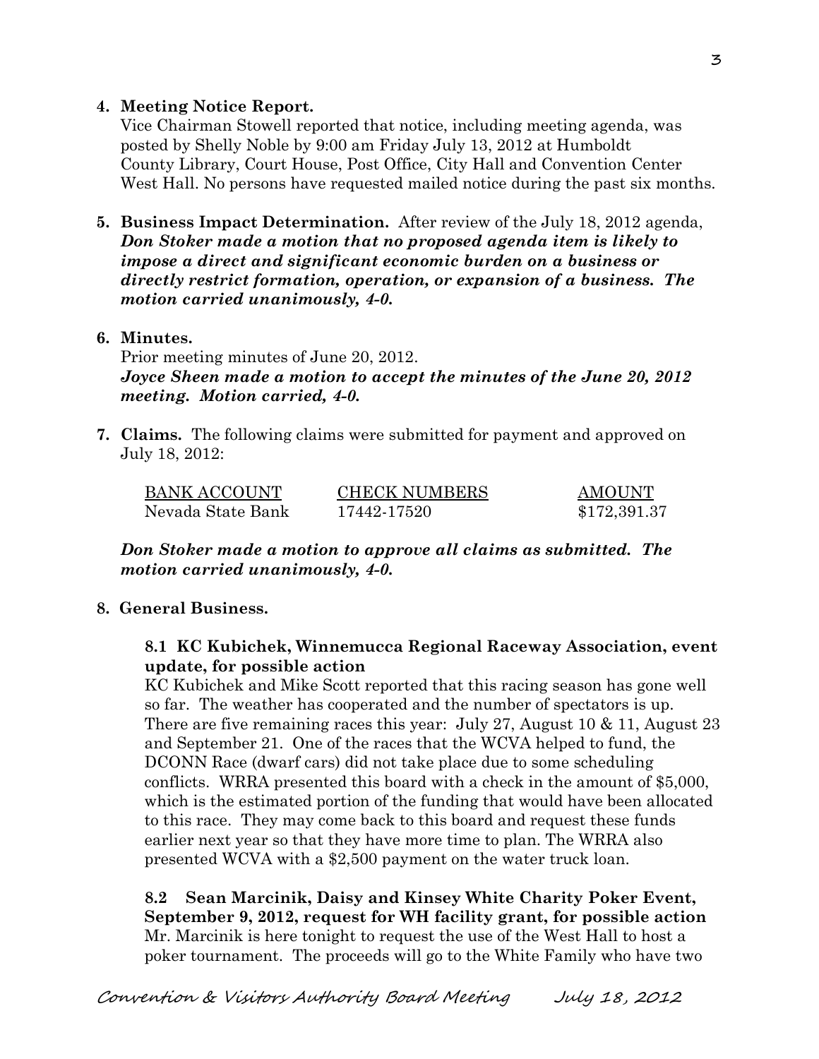**4. Meeting Notice Report.**

Vice Chairman Stowell reported that notice, including meeting agenda, was posted by Shelly Noble by 9:00 am Friday July 13, 2012 at Humboldt County Library, Court House, Post Office, City Hall and Convention Center West Hall. No persons have requested mailed notice during the past six months.

**5. Business Impact Determination.** After review of the July 18, 2012 agenda, ***Don Stoker made a motion that no proposed agenda item is likely to impose a direct and significant economic burden on a business or directly restrict formation, operation, or expansion of a business. The motion carried unanimously, 4-0.***

**6. Minutes.**

Prior meeting minutes of June 20, 2012.
***Joyce Sheen made a motion to accept the minutes of the June 20, 2012 meeting. Motion carried, 4-0.***

**7. Claims.** The following claims were submitted for payment and approved on July 18, 2012:

| BANK ACCOUNT | CHECK NUMBERS | AMOUNT |
|---|---|---|
| Nevada State Bank | 17442-17520 | $172,391.37 |

***Don Stoker made a motion to approve all claims as submitted. The motion carried unanimously, 4-0.***

**8. General Business.**

**8.1 KC Kubichek, Winnemucca Regional Raceway Association, event update, for possible action**

KC Kubichek and Mike Scott reported that this racing season has gone well so far. The weather has cooperated and the number of spectators is up. There are five remaining races this year: July 27, August 10 & 11, August 23 and September 21. One of the races that the WCVA helped to fund, the DCONN Race (dwarf cars) did not take place due to some scheduling conflicts. WRRA presented this board with a check in the amount of $5,000, which is the estimated portion of the funding that would have been allocated to this race. They may come back to this board and request these funds earlier next year so that they have more time to plan. The WRRA also presented WCVA with a $2,500 payment on the water truck loan.

**8.2 Sean Marcinik, Daisy and Kinsey White Charity Poker Event, September 9, 2012, request for WH facility grant, for possible action**

Mr. Marcinik is here tonight to request the use of the West Hall to host a poker tournament. The proceeds will go to the White Family who have two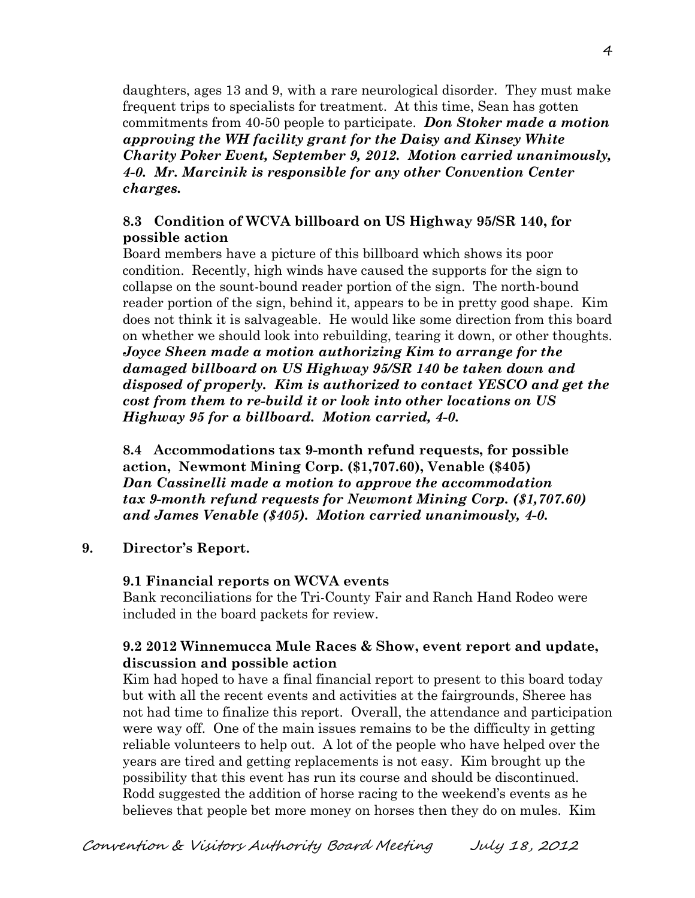daughters, ages 13 and 9, with a rare neurological disorder. They must make frequent trips to specialists for treatment. At this time, Sean has gotten commitments from 40-50 people to participate. ***Don Stoker made a motion approving the WH facility grant for the Daisy and Kinsey White Charity Poker Event, September 9, 2012. Motion carried unanimously, 4-0. Mr. Marcinik is responsible for any other Convention Center charges.***

**8.3 Condition of WCVA billboard on US Highway 95/SR 140, for possible action**

Board members have a picture of this billboard which shows its poor condition. Recently, high winds have caused the supports for the sign to collapse on the sount-bound reader portion of the sign. The north-bound reader portion of the sign, behind it, appears to be in pretty good shape. Kim does not think it is salvageable. He would like some direction from this board on whether we should look into rebuilding, tearing it down, or other thoughts. ***Joyce Sheen made a motion authorizing Kim to arrange for the damaged billboard on US Highway 95/SR 140 be taken down and disposed of properly. Kim is authorized to contact YESCO and get the cost from them to re-build it or look into other locations on US Highway 95 for a billboard. Motion carried, 4-0.***

**8.4 Accommodations tax 9-month refund requests, for possible action, Newmont Mining Corp. ($1,707.60), Venable ($405)**

***Dan Cassinelli made a motion to approve the accommodation tax 9-month refund requests for Newmont Mining Corp. ($1,707.60) and James Venable ($405). Motion carried unanimously, 4-0.***

**9. Director's Report.**

**9.1 Financial reports on WCVA events**

Bank reconciliations for the Tri-County Fair and Ranch Hand Rodeo were included in the board packets for review.

**9.2 2012 Winnemucca Mule Races & Show, event report and update, discussion and possible action**

Kim had hoped to have a final financial report to present to this board today but with all the recent events and activities at the fairgrounds, Sheree has not had time to finalize this report. Overall, the attendance and participation were way off. One of the main issues remains to be the difficulty in getting reliable volunteers to help out. A lot of the people who have helped over the years are tired and getting replacements is not easy. Kim brought up the possibility that this event has run its course and should be discontinued. Rodd suggested the addition of horse racing to the weekend's events as he believes that people bet more money on horses then they do on mules. Kim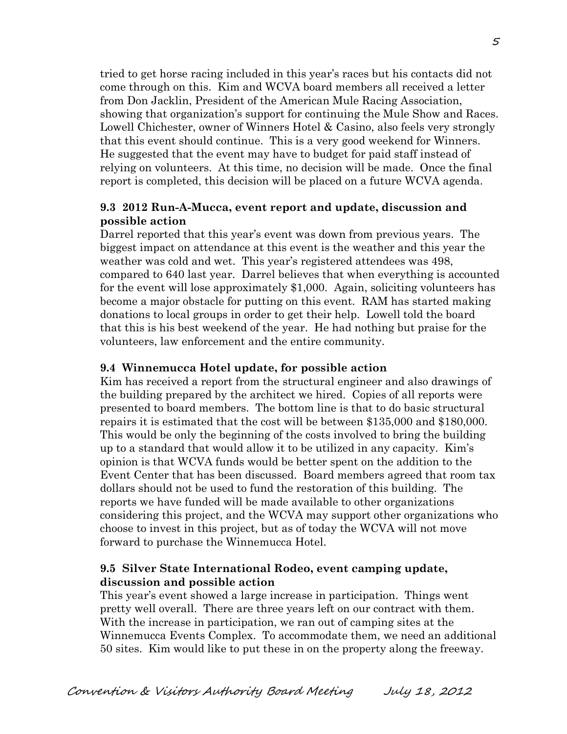tried to get horse racing included in this year's races but his contacts did not come through on this. Kim and WCVA board members all received a letter from Don Jacklin, President of the American Mule Racing Association, showing that organization's support for continuing the Mule Show and Races. Lowell Chichester, owner of Winners Hotel & Casino, also feels very strongly that this event should continue. This is a very good weekend for Winners. He suggested that the event may have to budget for paid staff instead of relying on volunteers. At this time, no decision will be made. Once the final report is completed, this decision will be placed on a future WCVA agenda.

**9.3 2012 Run-A-Mucca, event report and update, discussion and possible action**

Darrel reported that this year's event was down from previous years. The biggest impact on attendance at this event is the weather and this year the weather was cold and wet. This year's registered attendees was 498, compared to 640 last year. Darrel believes that when everything is accounted for the event will lose approximately $1,000. Again, soliciting volunteers has become a major obstacle for putting on this event. RAM has started making donations to local groups in order to get their help. Lowell told the board that this is his best weekend of the year. He had nothing but praise for the volunteers, law enforcement and the entire community.

**9.4 Winnemucca Hotel update, for possible action**

Kim has received a report from the structural engineer and also drawings of the building prepared by the architect we hired. Copies of all reports were presented to board members. The bottom line is that to do basic structural repairs it is estimated that the cost will be between $135,000 and $180,000. This would be only the beginning of the costs involved to bring the building up to a standard that would allow it to be utilized in any capacity. Kim's opinion is that WCVA funds would be better spent on the addition to the Event Center that has been discussed. Board members agreed that room tax dollars should not be used to fund the restoration of this building. The reports we have funded will be made available to other organizations considering this project, and the WCVA may support other organizations who choose to invest in this project, but as of today the WCVA will not move forward to purchase the Winnemucca Hotel.

**9.5 Silver State International Rodeo, event camping update, discussion and possible action**

This year's event showed a large increase in participation. Things went pretty well overall. There are three years left on our contract with them. With the increase in participation, we ran out of camping sites at the Winnemucca Events Complex. To accommodate them, we need an additional 50 sites. Kim would like to put these in on the property along the freeway.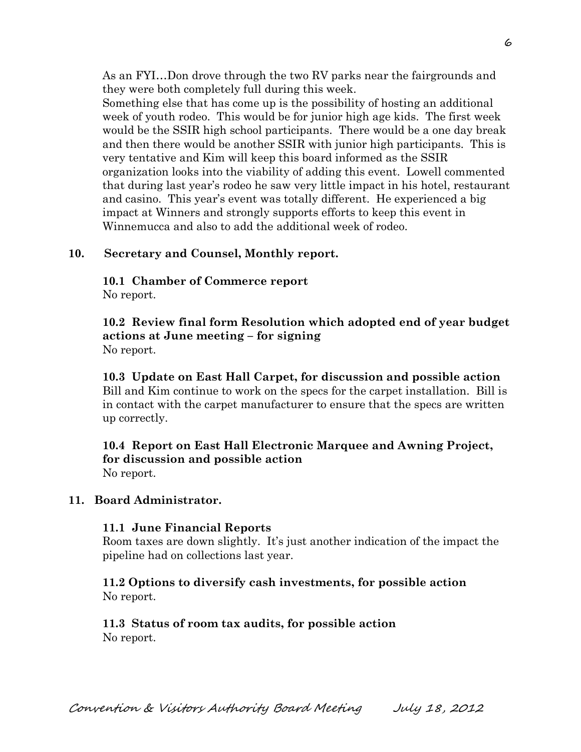As an FYI…Don drove through the two RV parks near the fairgrounds and they were both completely full during this week.

Something else that has come up is the possibility of hosting an additional week of youth rodeo. This would be for junior high age kids. The first week would be the SSIR high school participants. There would be a one day break and then there would be another SSIR with junior high participants. This is very tentative and Kim will keep this board informed as the SSIR organization looks into the viability of adding this event. Lowell commented that during last year's rodeo he saw very little impact in his hotel, restaurant and casino. This year's event was totally different. He experienced a big impact at Winners and strongly supports efforts to keep this event in Winnemucca and also to add the additional week of rodeo.

**10. Secretary and Counsel, Monthly report.**

**10.1 Chamber of Commerce report**

No report.

**10.2 Review final form Resolution which adopted end of year budget actions at June meeting – for signing**

No report.

**10.3 Update on East Hall Carpet, for discussion and possible action**

Bill and Kim continue to work on the specs for the carpet installation. Bill is in contact with the carpet manufacturer to ensure that the specs are written up correctly.

**10.4 Report on East Hall Electronic Marquee and Awning Project, for discussion and possible action**

No report.

**11. Board Administrator.**

**11.1 June Financial Reports**

Room taxes are down slightly. It's just another indication of the impact the pipeline had on collections last year.

**11.2 Options to diversify cash investments, for possible action**

No report.

**11.3 Status of room tax audits, for possible action**

No report.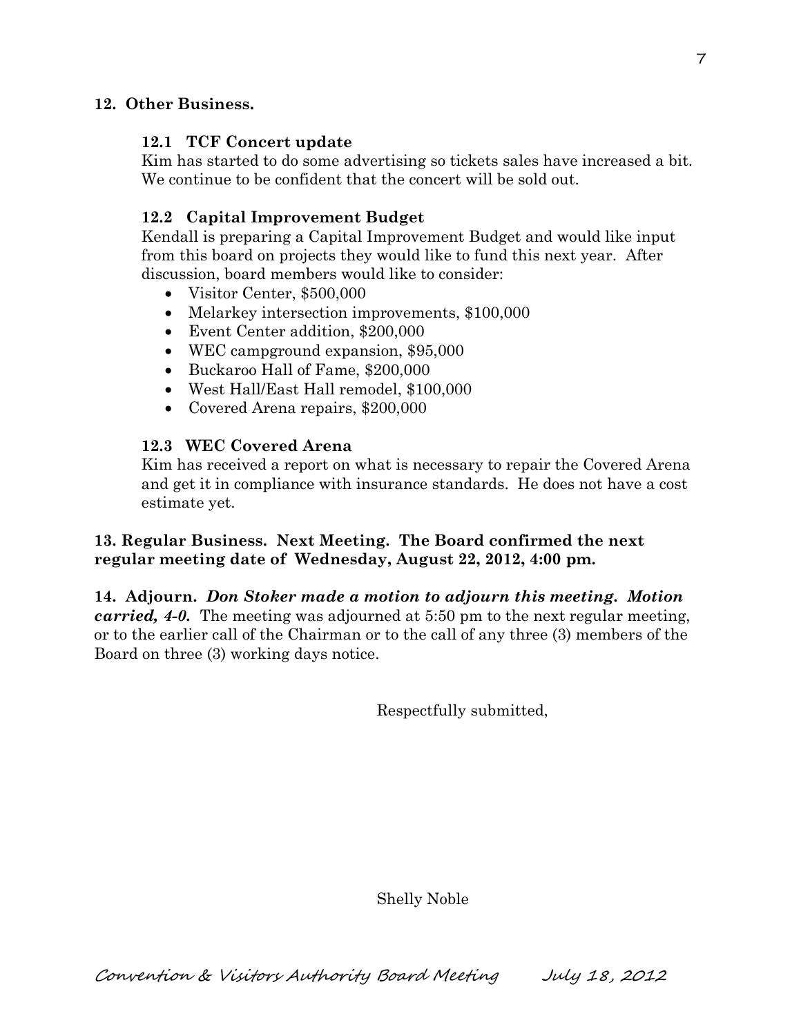**12. Other Business.**

**12.1 TCF Concert update**

Kim has started to do some advertising so tickets sales have increased a bit. We continue to be confident that the concert will be sold out.

**12.2 Capital Improvement Budget**

Kendall is preparing a Capital Improvement Budget and would like input from this board on projects they would like to fund this next year. After discussion, board members would like to consider:

- Visitor Center, $500,000
- Melarkey intersection improvements, $100,000
- Event Center addition, $200,000
- WEC campground expansion, $95,000
- Buckaroo Hall of Fame, $200,000
- West Hall/East Hall remodel, $100,000
- Covered Arena repairs, $200,000

**12.3 WEC Covered Arena**

Kim has received a report on what is necessary to repair the Covered Arena and get it in compliance with insurance standards. He does not have a cost estimate yet.

**13. Regular Business. Next Meeting. The Board confirmed the next regular meeting date of Wednesday, August 22, 2012, 4:00 pm.**

**14. Adjourn.** ***Don Stoker made a motion to adjourn this meeting. Motion carried, 4-0.*** The meeting was adjourned at 5:50 pm to the next regular meeting, or to the earlier call of the Chairman or to the call of any three (3) members of the Board on three (3) working days notice.

Respectfully submitted,

Shelly Noble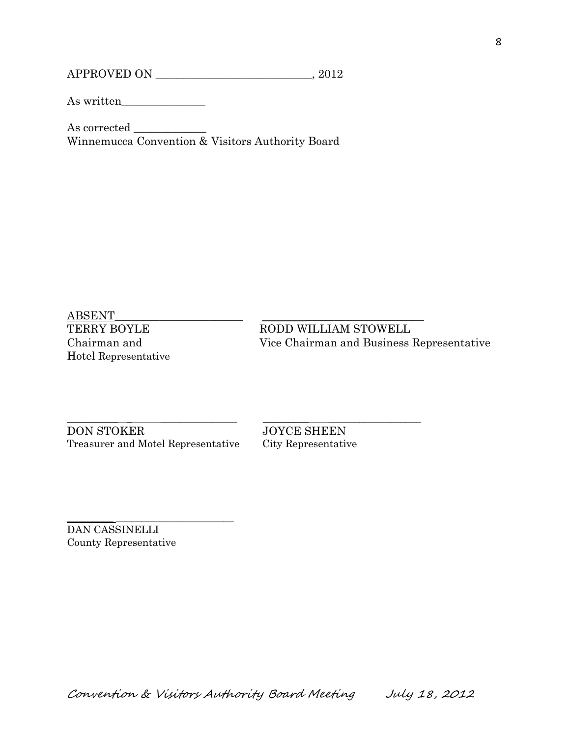APPROVED ON ___________________________, 2012

As written_______________

As corrected _____________
Winnemucca Convention & Visitors Authority Board

ABSENT________________________
TERRY BOYLE
Chairman and
Hotel Representative

____________________________
RODD WILLIAM STOWELL
Vice Chairman and Business Representative

____________________________
DON STOKER
Treasurer and Motel Representative

____________________________
JOYCE SHEEN
City Representative

____________________________
DAN CASSINELLI
County Representative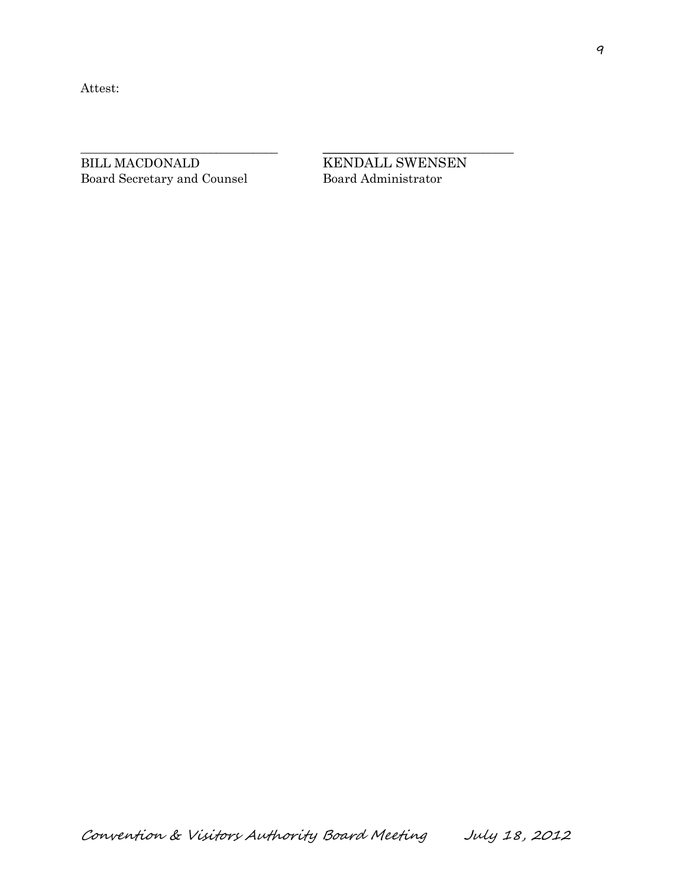Attest:

\_\_\_\_\_\_\_\_\_\_\_\_\_\_\_\_\_\_\_\_\_\_\_\_\_\_\_\_\_\_\_\_  
BILL MACDONALD  
Board Secretary and Counsel

\_\_\_\_\_\_\_\_\_\_\_\_\_\_\_\_\_\_\_\_\_\_\_\_\_\_\_\_\_\_\_\_  
KENDALL SWENSEN  
Board Administrator